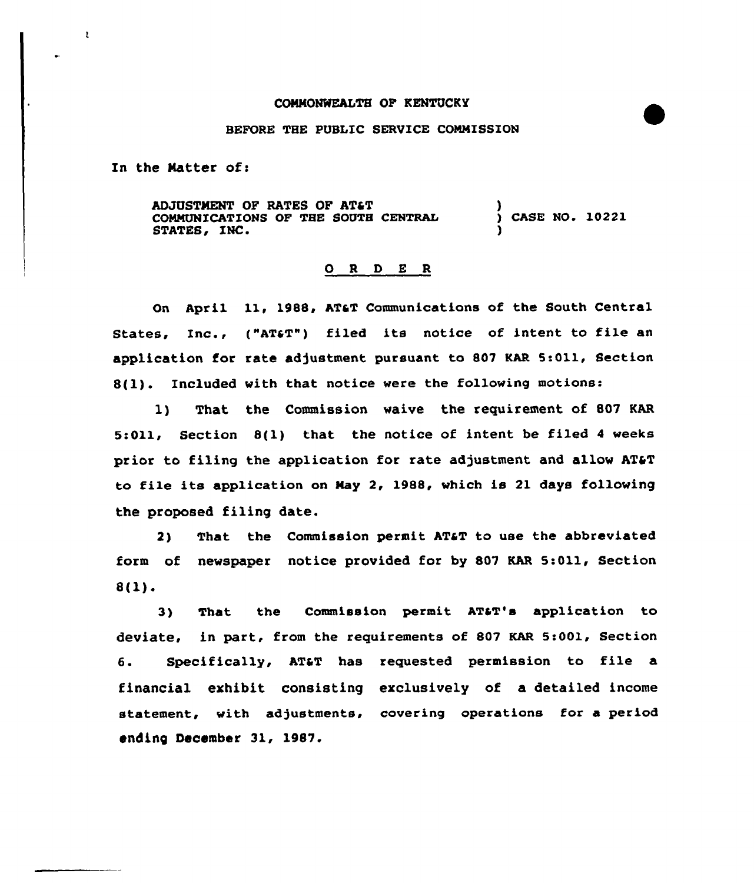COMMONWEALTH OF KENTUCKY

BEFORE THE PUBLIC SERVICE COMMISSION

In the Matter of:

ADJUSTMENT OF RATES OF AT&T COMMUNICATIONS OF THE SOUTH CENTRAL STATES, INC. ) CASE NO. 10221

## O R D E R

On April 11, 1988, AT&T Communications of the South Central States, Inc., ("AT&T") filed its notice of intent to file an application for rate adjustment pursuant to 807 KAR 5:011, Section 8(1). Included with that notice were the following motions:

1) That the Commission waive the requirement of 807 KAR 5:011, Section 8(1) that the notice of intent be filed 4 weeks prior to filing the application for rate adjustment and allow AT&T to file its application on May 2, 1988, which is 21 days following the proposed filing date.

2) That the Commission permit AT&T to use the abbreviated form of newspaper notice provided for by 807 KAR 5:011, Section 8(1).

3) That the Commission permit AT&T's application to deviate, in part, from the requirements of 807 KAR 5:001, Section 6. Specifically, AT&T has requested permission to file a financial exhibit consisting exclusively of a detailed income statement, with adjustments, covering operations for a period ending December 31, 1987.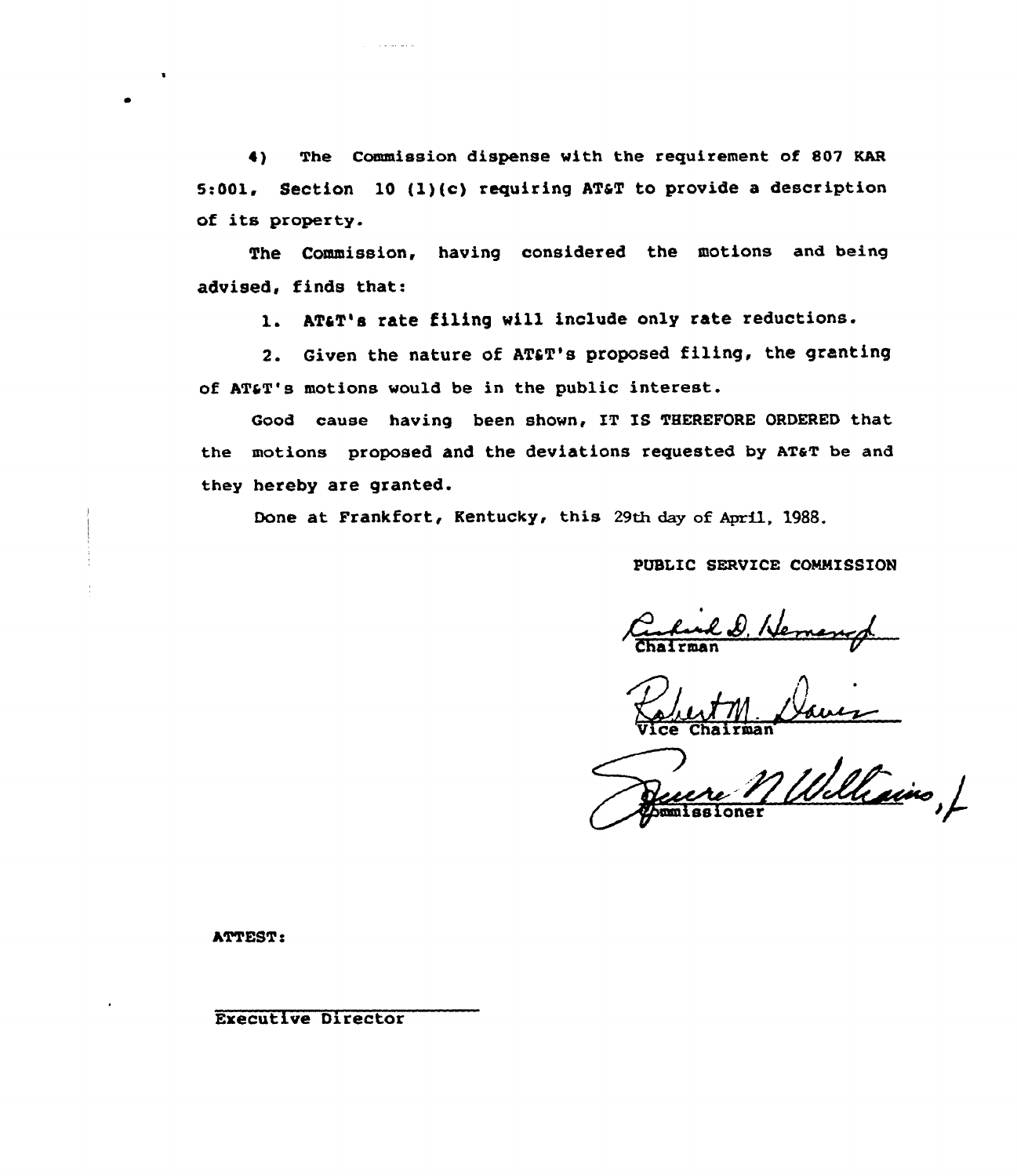4) The Commission dispense with the requirement of 807 KAR 5:001, Section 10 (1)(c) requiring AT&T to provide a description of its property.

The Commission, having considered the motions and being advised, finds that:

1. AT&T's rate filing will include only rate reductions.

2. Given the nature of AT&T's proposed filing, the granting of AT&T's motions would be in the public interest.

Good cause having been shown, IT IS THEREFORE ORDERED that the motions proposed and the deviations requested by AT&T be and they hereby are granted.

Done at Frankfort, Kentucky, this 29th day of April, 1988.

PUBLIC SERVICE COMMISSION

Chairman

Vice Chairman

Commissioner

ATTEST:

Executive Director